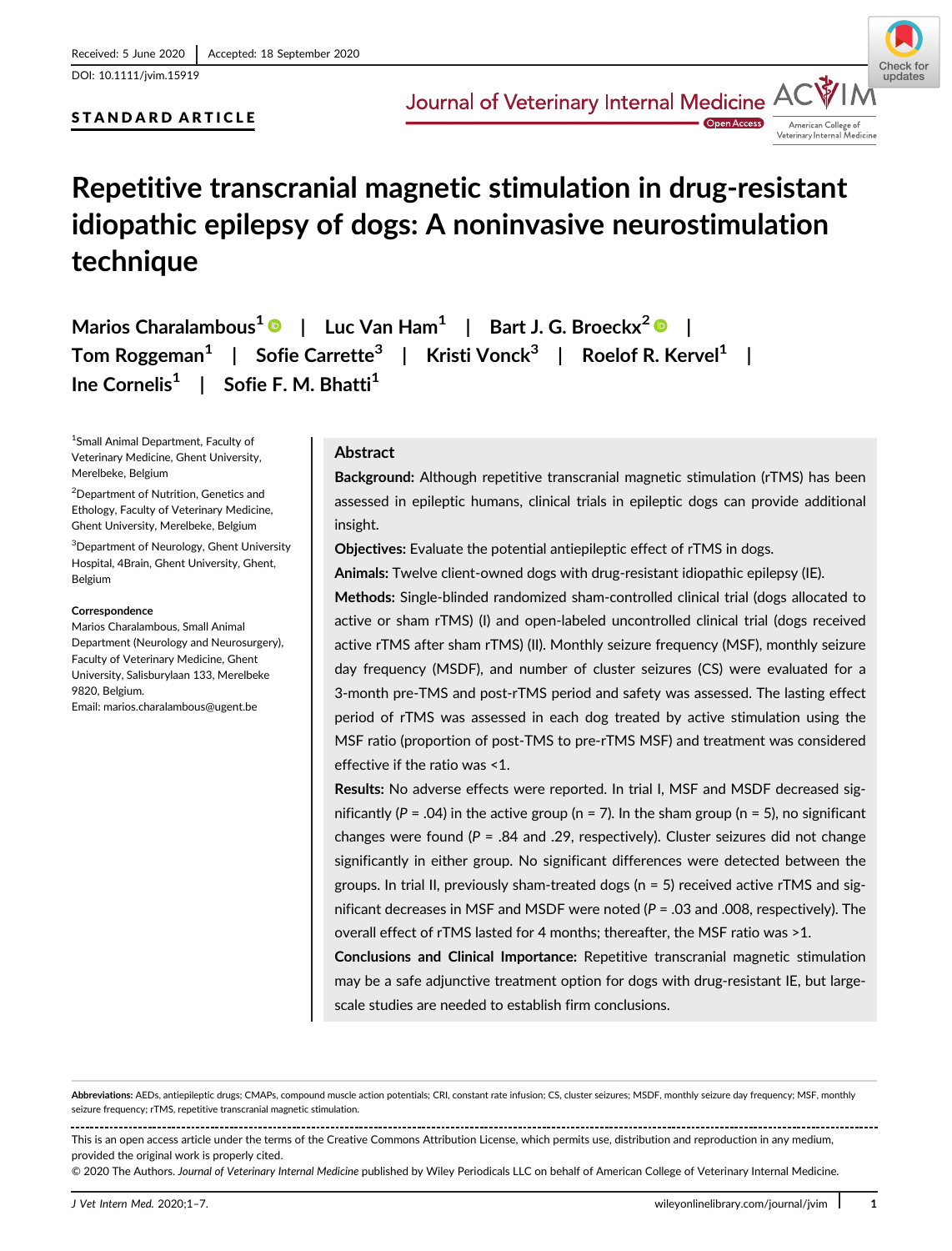Received: 5 June 2020 | Accepted: 18 September 2020

DOI: 10.1111/jvim.15919

STANDARD ARTICLE

# Repetitive transcranial magnetic stimulation in drug-resistant idiopathic epilepsy of dogs: A noninvasive neurostimulation technique

Marios Charalambous[1] | Luc Van Ham[1] | Bart J. G. Broeckx[2] | Tom Roggeman[1] | Sofie Carrette[3] | Kristi Vonck[3] | Roelof R. Kervel[1] | Ine Cornelis[1] | Sofie F. M. Bhatti[1]

[1]Small Animal Department, Faculty of Veterinary Medicine, Ghent University, Merelbeke, Belgium

[2]Department of Nutrition, Genetics and Ethology, Faculty of Veterinary Medicine, Ghent University, Merelbeke, Belgium

[3]Department of Neurology, Ghent University Hospital, 4Brain, Ghent University, Ghent, Belgium

**Correspondence**

Marios Charalambous, Small Animal Department (Neurology and Neurosurgery), Faculty of Veterinary Medicine, Ghent University, Salisburylaan 133, Merelbeke 9820, Belgium.
Email: marios.charalambous@ugent.be

## Abstract

**Background:** Although repetitive transcranial magnetic stimulation (rTMS) has been assessed in epileptic humans, clinical trials in epileptic dogs can provide additional insight.

**Objectives:** Evaluate the potential antiepileptic effect of rTMS in dogs.

**Animals:** Twelve client-owned dogs with drug-resistant idiopathic epilepsy (IE).

**Methods:** Single-blinded randomized sham-controlled clinical trial (dogs allocated to active or sham rTMS) (I) and open-labeled uncontrolled clinical trial (dogs received active rTMS after sham rTMS) (II). Monthly seizure frequency (MSF), monthly seizure day frequency (MSDF), and number of cluster seizures (CS) were evaluated for a 3-month pre-TMS and post-rTMS period and safety was assessed. The lasting effect period of rTMS was assessed in each dog treated by active stimulation using the MSF ratio (proportion of post-TMS to pre-rTMS MSF) and treatment was considered effective if the ratio was <1.

**Results:** No adverse effects were reported. In trial I, MSF and MSDF decreased significantly ($P = .04$) in the active group ($n = 7$). In the sham group ($n = 5$), no significant changes were found ($P = .84$ and $.29$, respectively). Cluster seizures did not change significantly in either group. No significant differences were detected between the groups. In trial II, previously sham-treated dogs ($n = 5$) received active rTMS and significant decreases in MSF and MSDF were noted ($P = .03$ and $.008$, respectively). The overall effect of rTMS lasted for 4 months; thereafter, the MSF ratio was >1.

**Conclusions and Clinical Importance:** Repetitive transcranial magnetic stimulation may be a safe adjunctive treatment option for dogs with drug-resistant IE, but large-scale studies are needed to establish firm conclusions.

**Abbreviations:** AEDs, antiepileptic drugs; CMAPs, compound muscle action potentials; CRI, constant rate infusion; CS, cluster seizures; MSDF, monthly seizure day frequency; MSF, monthly seizure frequency; rTMS, repetitive transcranial magnetic stimulation.

This is an open access article under the terms of the Creative Commons Attribution License, which permits use, distribution and reproduction in any medium, provided the original work is properly cited.

© 2020 The Authors. *Journal of Veterinary Internal Medicine* published by Wiley Periodicals LLC on behalf of American College of Veterinary Internal Medicine.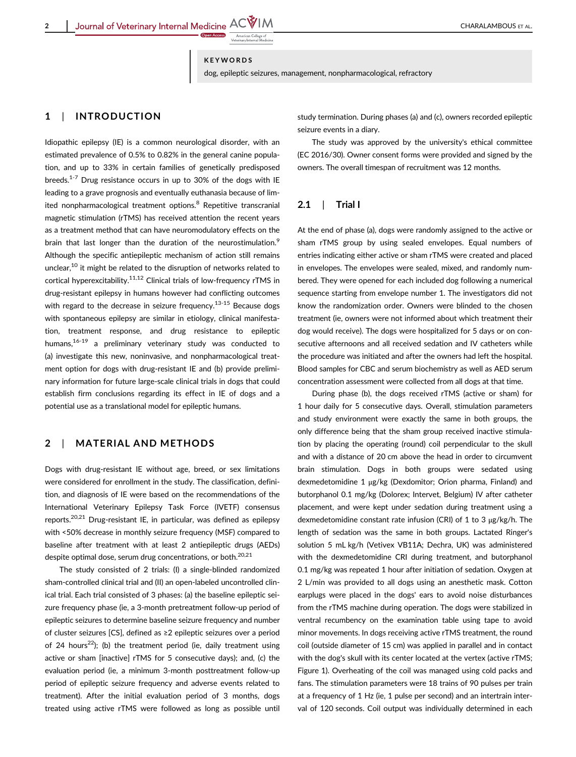**KEYWORDS**

dog, epileptic seizures, management, nonpharmacological, refractory

## 1 | INTRODUCTION

Idiopathic epilepsy (IE) is a common neurological disorder, with an estimated prevalence of 0.5% to 0.82% in the general canine population, and up to 33% in certain families of genetically predisposed breeds.[1-7] Drug resistance occurs in up to 30% of the dogs with IE leading to a grave prognosis and eventually euthanasia because of limited nonpharmacological treatment options.[8] Repetitive transcranial magnetic stimulation (rTMS) has received attention the recent years as a treatment method that can have neuromodulatory effects on the brain that last longer than the duration of the neurostimulation.[9] Although the specific antiepileptic mechanism of action still remains unclear,[10] it might be related to the disruption of networks related to cortical hyperexcitability.[11,12] Clinical trials of low-frequency rTMS in drug-resistant epilepsy in humans however had conflicting outcomes with regard to the decrease in seizure frequency.[13-15] Because dogs with spontaneous epilepsy are similar in etiology, clinical manifestation, treatment response, and drug resistance to epileptic humans,[16-19] a preliminary veterinary study was conducted to (a) investigate this new, noninvasive, and nonpharmacological treatment option for dogs with drug-resistant IE and (b) provide preliminary information for future large-scale clinical trials in dogs that could establish firm conclusions regarding its effect in IE of dogs and a potential use as a translational model for epileptic humans.

## 2 | MATERIAL AND METHODS

Dogs with drug-resistant IE without age, breed, or sex limitations were considered for enrollment in the study. The classification, definition, and diagnosis of IE were based on the recommendations of the International Veterinary Epilepsy Task Force (IVETF) consensus reports.[20,21] Drug-resistant IE, in particular, was defined as epilepsy with <50% decrease in monthly seizure frequency (MSF) compared to baseline after treatment with at least 2 antiepileptic drugs (AEDs) despite optimal dose, serum drug concentrations, or both.[20,21]

The study consisted of 2 trials: (I) a single-blinded randomized sham-controlled clinical trial and (II) an open-labeled uncontrolled clinical trial. Each trial consisted of 3 phases: (a) the baseline epileptic seizure frequency phase (ie, a 3-month pretreatment follow-up period of epileptic seizures to determine baseline seizure frequency and number of cluster seizures [CS], defined as ≥2 epileptic seizures over a period of 24 hours[22]); (b) the treatment period (ie, daily treatment using active or sham [inactive] rTMS for 5 consecutive days); and, (c) the evaluation period (ie, a minimum 3-month posttreatment follow-up period of epileptic seizure frequency and adverse events related to treatment). After the initial evaluation period of 3 months, dogs treated using active rTMS were followed as long as possible until study termination. During phases (a) and (c), owners recorded epileptic seizure events in a diary.

The study was approved by the university's ethical committee (EC 2016/30). Owner consent forms were provided and signed by the owners. The overall timespan of recruitment was 12 months.

### 2.1 | Trial I

At the end of phase (a), dogs were randomly assigned to the active or sham rTMS group by using sealed envelopes. Equal numbers of entries indicating either active or sham rTMS were created and placed in envelopes. The envelopes were sealed, mixed, and randomly numbered. They were opened for each included dog following a numerical sequence starting from envelope number 1. The investigators did not know the randomization order. Owners were blinded to the chosen treatment (ie, owners were not informed about which treatment their dog would receive). The dogs were hospitalized for 5 days or on consecutive afternoons and all received sedation and IV catheters while the procedure was initiated and after the owners had left the hospital. Blood samples for CBC and serum biochemistry as well as AED serum concentration assessment were collected from all dogs at that time.

During phase (b), the dogs received rTMS (active or sham) for 1 hour daily for 5 consecutive days. Overall, stimulation parameters and study environment were exactly the same in both groups, the only difference being that the sham group received inactive stimulation by placing the operating (round) coil perpendicular to the skull and with a distance of 20 cm above the head in order to circumvent brain stimulation. Dogs in both groups were sedated using dexmedetomidine 1 μg/kg (Dexdomitor; Orion pharma, Finland) and butorphanol 0.1 mg/kg (Dolorex; Intervet, Belgium) IV after catheter placement, and were kept under sedation during treatment using a dexmedetomidine constant rate infusion (CRI) of 1 to 3 μg/kg/h. The length of sedation was the same in both groups. Lactated Ringer's solution 5 mL kg/h (Vetivex VB11A; Dechra, UK) was administered with the dexmedetomidine CRI during treatment, and butorphanol 0.1 mg/kg was repeated 1 hour after initiation of sedation. Oxygen at 2 L/min was provided to all dogs using an anesthetic mask. Cotton earplugs were placed in the dogs' ears to avoid noise disturbances from the rTMS machine during operation. The dogs were stabilized in ventral recumbency on the examination table using tape to avoid minor movements. In dogs receiving active rTMS treatment, the round coil (outside diameter of 15 cm) was applied in parallel and in contact with the dog's skull with its center located at the vertex (active rTMS; Figure 1). Overheating of the coil was managed using cold packs and fans. The stimulation parameters were 18 trains of 90 pulses per train at a frequency of 1 Hz (ie, 1 pulse per second) and an intertrain interval of 120 seconds. Coil output was individually determined in each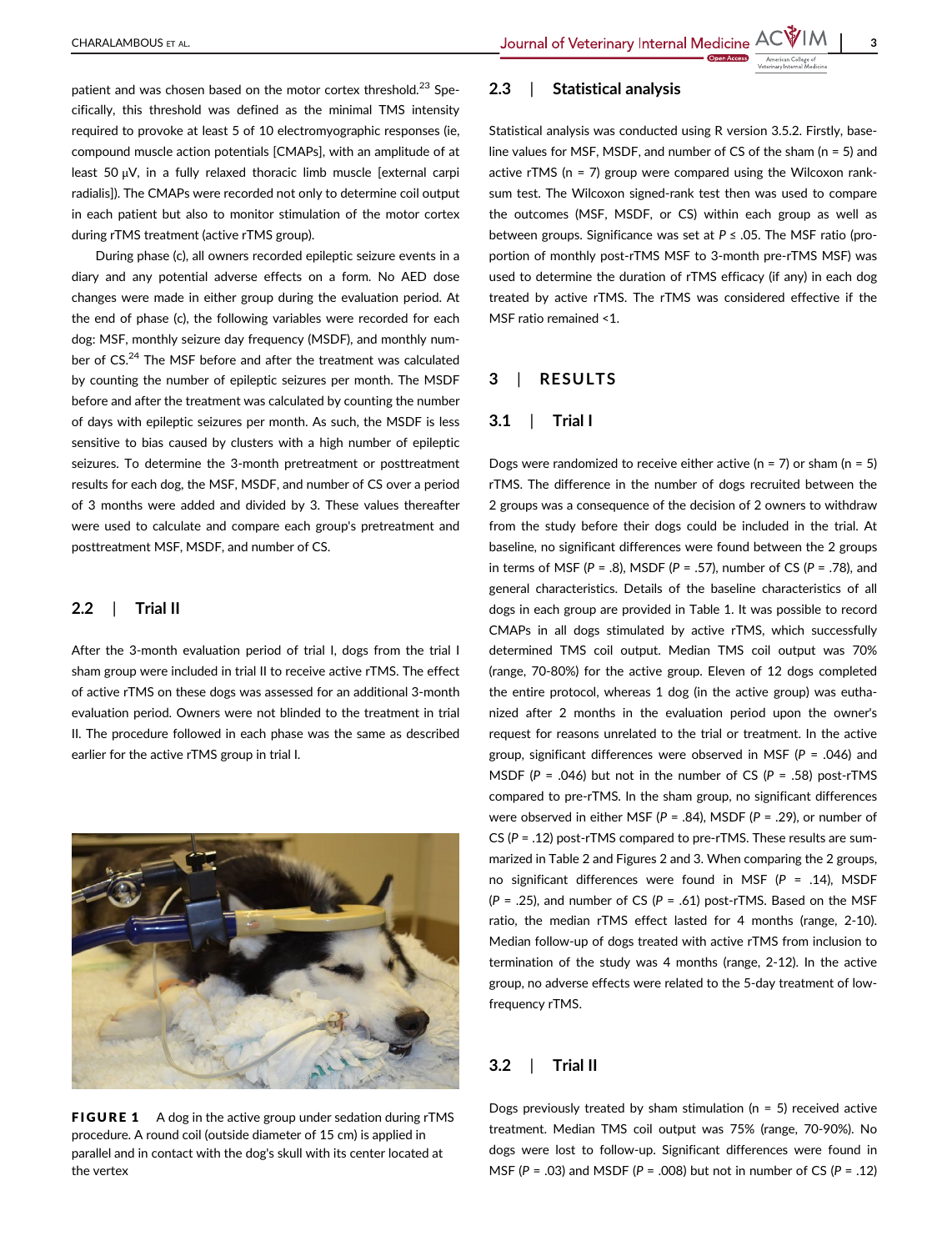patient and was chosen based on the motor cortex threshold.[23] Specifically, this threshold was defined as the minimal TMS intensity required to provoke at least 5 of 10 electromyographic responses (ie, compound muscle action potentials [CMAPs], with an amplitude of at least 50 μV, in a fully relaxed thoracic limb muscle [external carpi radialis]). The CMAPs were recorded not only to determine coil output in each patient but also to monitor stimulation of the motor cortex during rTMS treatment (active rTMS group).

During phase (c), all owners recorded epileptic seizure events in a diary and any potential adverse effects on a form. No AED dose changes were made in either group during the evaluation period. At the end of phase (c), the following variables were recorded for each dog: MSF, monthly seizure day frequency (MSDF), and monthly number of CS.[24] The MSF before and after the treatment was calculated by counting the number of epileptic seizures per month. The MSDF before and after the treatment was calculated by counting the number of days with epileptic seizures per month. As such, the MSDF is less sensitive to bias caused by clusters with a high number of epileptic seizures. To determine the 3-month pretreatment or posttreatment results for each dog, the MSF, MSDF, and number of CS over a period of 3 months were added and divided by 3. These values thereafter were used to calculate and compare each group's pretreatment and posttreatment MSF, MSDF, and number of CS.

## 2.2 | Trial II

After the 3-month evaluation period of trial I, dogs from the trial I sham group were included in trial II to receive active rTMS. The effect of active rTMS on these dogs was assessed for an additional 3-month evaluation period. Owners were not blinded to the treatment in trial II. The procedure followed in each phase was the same as described earlier for the active rTMS group in trial I.

**FIGURE 1** A dog in the active group under sedation during rTMS procedure. A round coil (outside diameter of 15 cm) is applied in parallel and in contact with the dog's skull with its center located at the vertex

## 2.3 | Statistical analysis

Statistical analysis was conducted using R version 3.5.2. Firstly, baseline values for MSF, MSDF, and number of CS of the sham (n = 5) and active rTMS (n = 7) group were compared using the Wilcoxon rank-sum test. The Wilcoxon signed-rank test then was used to compare the outcomes (MSF, MSDF, or CS) within each group as well as between groups. Significance was set at $P \le .05$. The MSF ratio (proportion of monthly post-rTMS MSF to 3-month pre-rTMS MSF) was used to determine the duration of rTMS efficacy (if any) in each dog treated by active rTMS. The rTMS was considered effective if the MSF ratio remained <1.

# 3 | RESULTS

## 3.1 | Trial I

Dogs were randomized to receive either active (n = 7) or sham (n = 5) rTMS. The difference in the number of dogs recruited between the 2 groups was a consequence of the decision of 2 owners to withdraw from the study before their dogs could be included in the trial. At baseline, no significant differences were found between the 2 groups in terms of MSF ($P$ = .8), MSDF ($P$ = .57), number of CS ($P$ = .78), and general characteristics. Details of the baseline characteristics of all dogs in each group are provided in Table 1. It was possible to record CMAPs in all dogs stimulated by active rTMS, which successfully determined TMS coil output. Median TMS coil output was 70% (range, 70-80%) for the active group. Eleven of 12 dogs completed the entire protocol, whereas 1 dog (in the active group) was euthanized after 2 months in the evaluation period upon the owner's request for reasons unrelated to the trial or treatment. In the active group, significant differences were observed in MSF ($P$ = .046) and MSDF ($P$ = .046) but not in the number of CS ($P$ = .58) post-rTMS compared to pre-rTMS. In the sham group, no significant differences were observed in either MSF ($P$ = .84), MSDF ($P$ = .29), or number of CS ($P$ = .12) post-rTMS compared to pre-rTMS. These results are summarized in Table 2 and Figures 2 and 3. When comparing the 2 groups, no significant differences were found in MSF ($P$ = .14), MSDF ($P$ = .25), and number of CS ($P$ = .61) post-rTMS. Based on the MSF ratio, the median rTMS effect lasted for 4 months (range, 2-10). Median follow-up of dogs treated with active rTMS from inclusion to termination of the study was 4 months (range, 2-12). In the active group, no adverse effects were related to the 5-day treatment of low-frequency rTMS.

## 3.2 | Trial II

Dogs previously treated by sham stimulation (n = 5) received active treatment. Median TMS coil output was 75% (range, 70-90%). No dogs were lost to follow-up. Significant differences were found in MSF ($P$ = .03) and MSDF ($P$ = .008) but not in number of CS ($P$ = .12)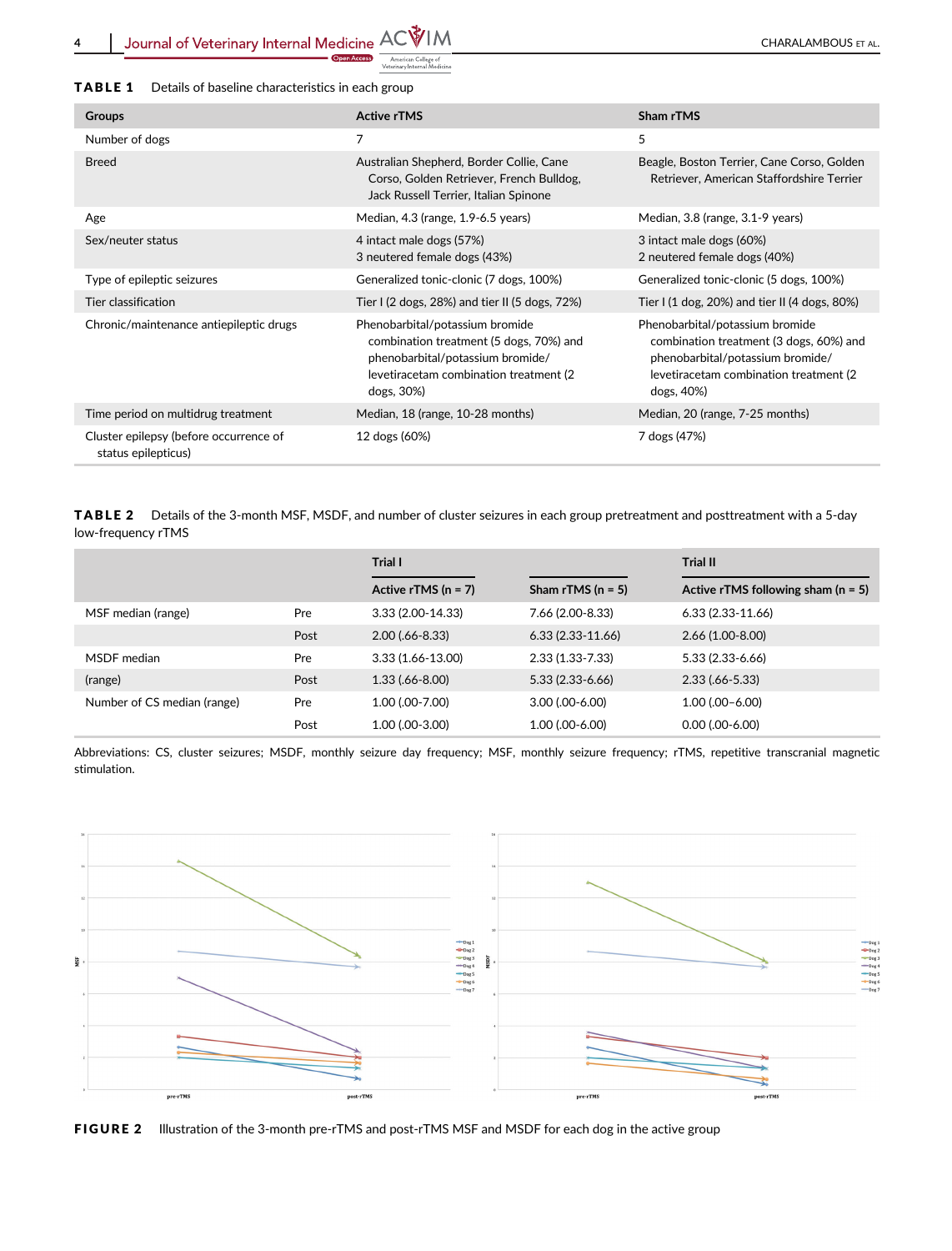**TABLE 1** Details of baseline characteristics in each group

| Groups | Active rTMS | Sham rTMS |
|---|---|---|
| Number of dogs | 7 | 5 |
| Breed | Australian Shepherd, Border Collie, Cane Corso, Golden Retriever, French Bulldog, Jack Russell Terrier, Italian Spinone | Beagle, Boston Terrier, Cane Corso, Golden Retriever, American Staffordshire Terrier |
| Age | Median, 4.3 (range, 1.9-6.5 years) | Median, 3.8 (range, 3.1-9 years) |
| Sex/neuter status | 4 intact male dogs (57%) 3 neutered female dogs (43%) | 3 intact male dogs (60%) 2 neutered female dogs (40%) |
| Type of epileptic seizures | Generalized tonic-clonic (7 dogs, 100%) | Generalized tonic-clonic (5 dogs, 100%) |
| Tier classification | Tier I (2 dogs, 28%) and tier II (5 dogs, 72%) | Tier I (1 dog, 20%) and tier II (4 dogs, 80%) |
| Chronic/maintenance antiepileptic drugs | Phenobarbital/potassium bromide combination treatment (5 dogs, 70%) and phenobarbital/potassium bromide/ levetiracetam combination treatment (2 dogs, 30%) | Phenobarbital/potassium bromide combination treatment (3 dogs, 60%) and phenobarbital/potassium bromide/ levetiracetam combination treatment (2 dogs, 40%) |
| Time period on multidrug treatment | Median, 18 (range, 10-28 months) | Median, 20 (range, 7-25 months) |
| Cluster epilepsy (before occurrence of status epilepticus) | 12 dogs (60%) | 7 dogs (47%) |

**TABLE 2** Details of the 3-month MSF, MSDF, and number of cluster seizures in each group pretreatment and posttreatment with a 5-day low-frequency rTMS

| | | Trial I | | Trial II |
|---|---|---|---|---|
| | | Active rTMS (n = 7) | Sham rTMS (n = 5) | Active rTMS following sham (n = 5) |
| MSF median (range) | Pre | 3.33 (2.00-14.33) | 7.66 (2.00-8.33) | 6.33 (2.33-11.66) |
| | Post | 2.00 (.66-8.33) | 6.33 (2.33-11.66) | 2.66 (1.00-8.00) |
| MSDF median (range) | Pre | 3.33 (1.66-13.00) | 2.33 (1.33-7.33) | 5.33 (2.33-6.66) |
| | Post | 1.33 (.66-8.00) | 5.33 (2.33-6.66) | 2.33 (.66-5.33) |
| Number of CS median (range) | Pre | 1.00 (.00-7.00) | 3.00 (.00-6.00) | 1.00 (.00–6.00) |
| | Post | 1.00 (.00-3.00) | 1.00 (.00-6.00) | 0.00 (.00-6.00) |

Abbreviations: CS, cluster seizures; MSDF, monthly seizure day frequency; MSF, monthly seizure frequency; rTMS, repetitive transcranial magnetic stimulation.

**FIGURE 2** Illustration of the 3-month pre-rTMS and post-rTMS MSF and MSDF for each dog in the active group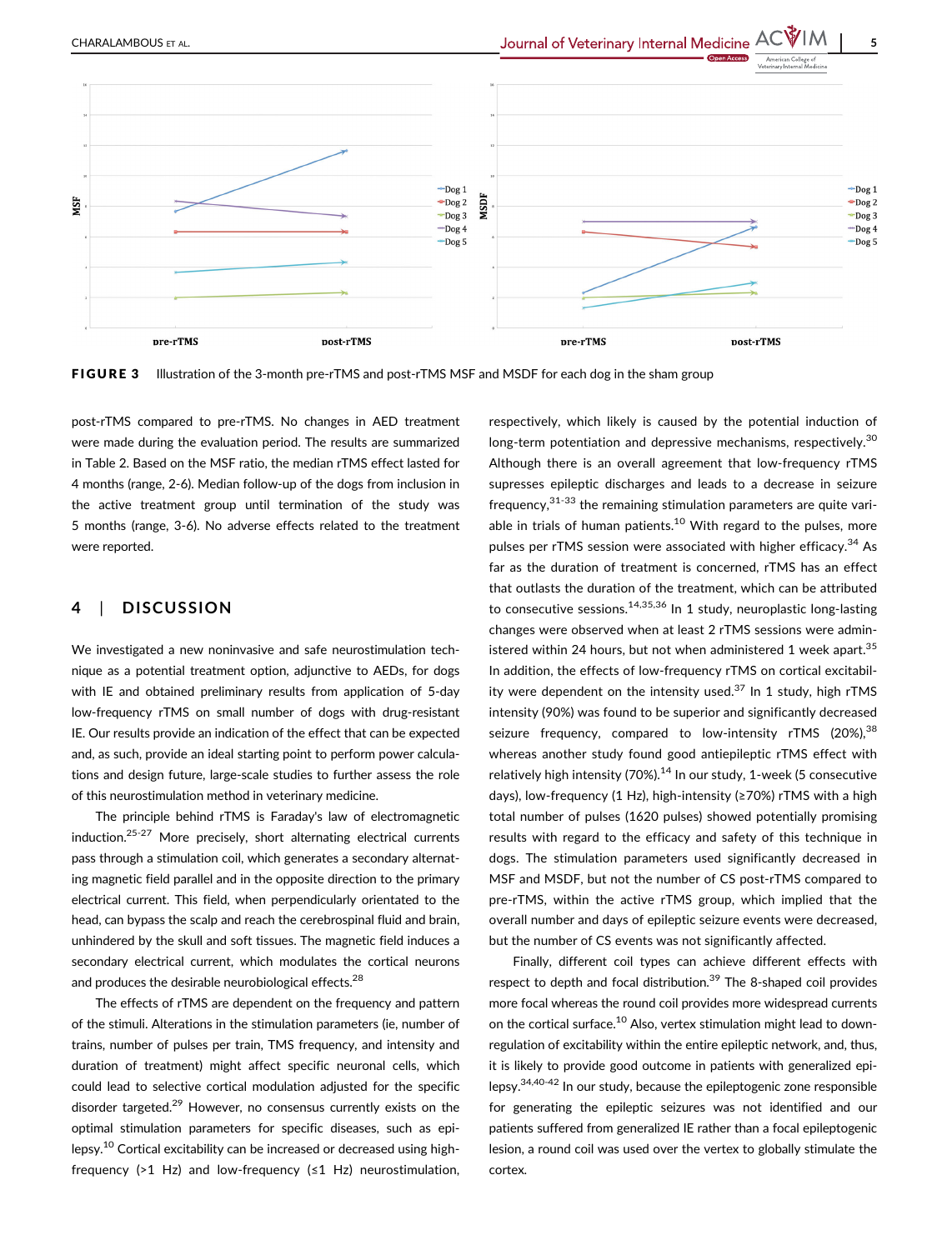**FIGURE 3** Illustration of the 3-month pre-rTMS and post-rTMS MSF and MSDF for each dog in the sham group

post-rTMS compared to pre-rTMS. No changes in AED treatment were made during the evaluation period. The results are summarized in Table 2. Based on the MSF ratio, the median rTMS effect lasted for 4 months (range, 2-6). Median follow-up of the dogs from inclusion in the active treatment group until termination of the study was 5 months (range, 3-6). No adverse effects related to the treatment were reported.

## 4 | DISCUSSION

We investigated a new noninvasive and safe neurostimulation technique as a potential treatment option, adjunctive to AEDs, for dogs with IE and obtained preliminary results from application of 5-day low-frequency rTMS on small number of dogs with drug-resistant IE. Our results provide an indication of the effect that can be expected and, as such, provide an ideal starting point to perform power calculations and design future, large-scale studies to further assess the role of this neurostimulation method in veterinary medicine.

The principle behind rTMS is Faraday's law of electromagnetic induction.[25-27] More precisely, short alternating electrical currents pass through a stimulation coil, which generates a secondary alternating magnetic field parallel and in the opposite direction to the primary electrical current. This field, when perpendicularly orientated to the head, can bypass the scalp and reach the cerebrospinal fluid and brain, unhindered by the skull and soft tissues. The magnetic field induces a secondary electrical current, which modulates the cortical neurons and produces the desirable neurobiological effects.[28]

The effects of rTMS are dependent on the frequency and pattern of the stimuli. Alterations in the stimulation parameters (ie, number of trains, number of pulses per train, TMS frequency, and intensity and duration of treatment) might affect specific neuronal cells, which could lead to selective cortical modulation adjusted for the specific disorder targeted.[29] However, no consensus currently exists on the optimal stimulation parameters for specific diseases, such as epilepsy.[10] Cortical excitability can be increased or decreased using high-frequency (>1 Hz) and low-frequency (≤1 Hz) neurostimulation, respectively, which likely is caused by the potential induction of long-term potentiation and depressive mechanisms, respectively.[30] Although there is an overall agreement that low-frequency rTMS supresses epileptic discharges and leads to a decrease in seizure frequency,[31-33] the remaining stimulation parameters are quite variable in trials of human patients.[10] With regard to the pulses, more pulses per rTMS session were associated with higher efficacy.[34] As far as the duration of treatment is concerned, rTMS has an effect that outlasts the duration of the treatment, which can be attributed to consecutive sessions.[14,35,36] In 1 study, neuroplastic long-lasting changes were observed when at least 2 rTMS sessions were administered within 24 hours, but not when administered 1 week apart.[35] In addition, the effects of low-frequency rTMS on cortical excitability were dependent on the intensity used.[37] In 1 study, high rTMS intensity (90%) was found to be superior and significantly decreased seizure frequency, compared to low-intensity rTMS (20%),[38] whereas another study found good antiepileptic rTMS effect with relatively high intensity (70%).[14] In our study, 1-week (5 consecutive days), low-frequency (1 Hz), high-intensity (≥70%) rTMS with a high total number of pulses (1620 pulses) showed potentially promising results with regard to the efficacy and safety of this technique in dogs. The stimulation parameters used significantly decreased in MSF and MSDF, but not the number of CS post-rTMS compared to pre-rTMS, within the active rTMS group, which implied that the overall number and days of epileptic seizure events were decreased, but the number of CS events was not significantly affected.

Finally, different coil types can achieve different effects with respect to depth and focal distribution.[39] The 8-shaped coil provides more focal whereas the round coil provides more widespread currents on the cortical surface.[10] Also, vertex stimulation might lead to downregulation of excitability within the entire epileptic network, and, thus, it is likely to provide good outcome in patients with generalized epilepsy.[34,40-42] In our study, because the epileptogenic zone responsible for generating the epileptic seizures was not identified and our patients suffered from generalized IE rather than a focal epileptogenic lesion, a round coil was used over the vertex to globally stimulate the cortex.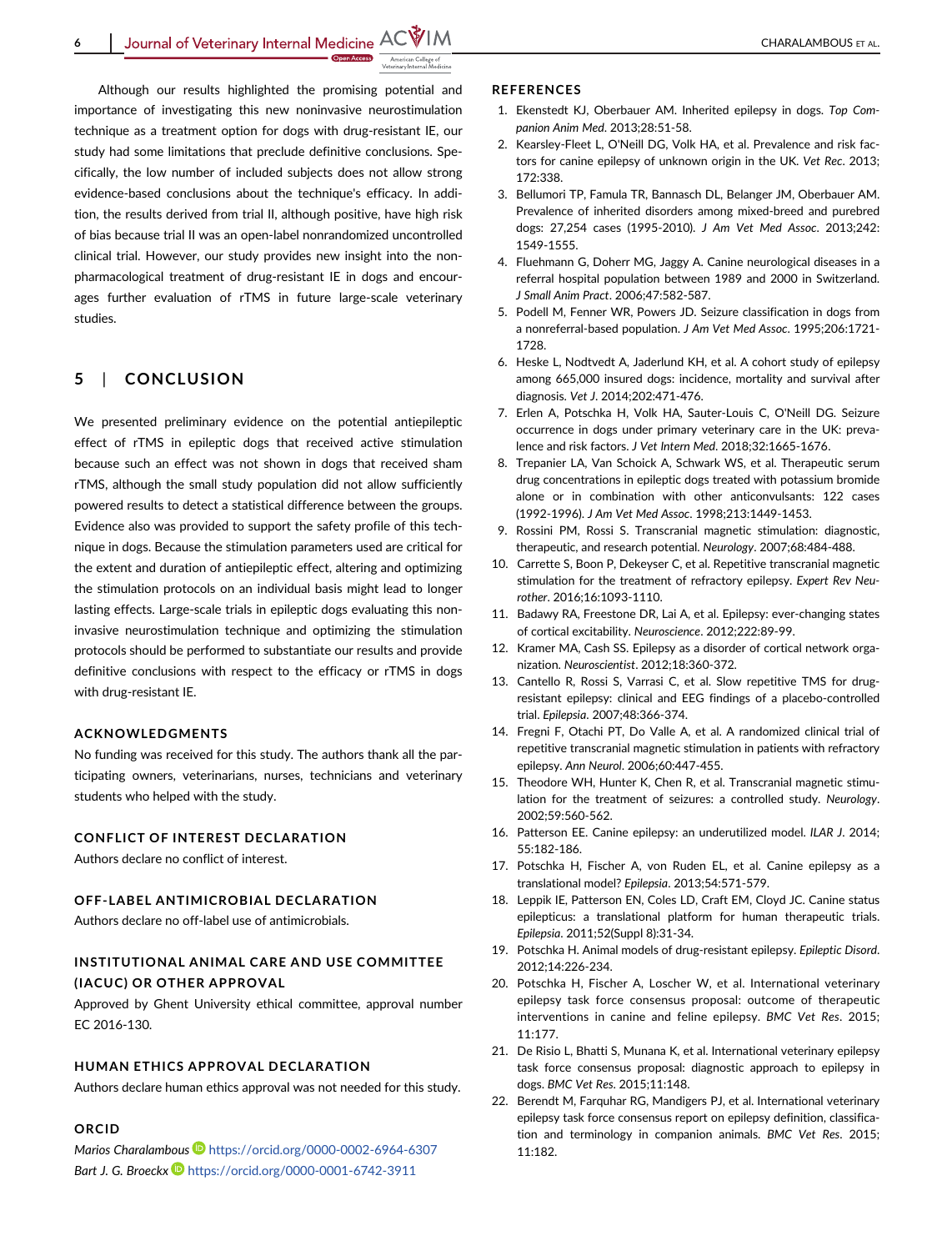Although our results highlighted the promising potential and importance of investigating this new noninvasive neurostimulation technique as a treatment option for dogs with drug-resistant IE, our study had some limitations that preclude definitive conclusions. Specifically, the low number of included subjects does not allow strong evidence-based conclusions about the technique's efficacy. In addition, the results derived from trial II, although positive, have high risk of bias because trial II was an open-label nonrandomized uncontrolled clinical trial. However, our study provides new insight into the nonpharmacological treatment of drug-resistant IE in dogs and encourages further evaluation of rTMS in future large-scale veterinary studies.

## 5 | CONCLUSION

We presented preliminary evidence on the potential antiepileptic effect of rTMS in epileptic dogs that received active stimulation because such an effect was not shown in dogs that received sham rTMS, although the small study population did not allow sufficiently powered results to detect a statistical difference between the groups. Evidence also was provided to support the safety profile of this technique in dogs. Because the stimulation parameters used are critical for the extent and duration of antiepileptic effect, altering and optimizing the stimulation protocols on an individual basis might lead to longer lasting effects. Large-scale trials in epileptic dogs evaluating this noninvasive neurostimulation technique and optimizing the stimulation protocols should be performed to substantiate our results and provide definitive conclusions with respect to the efficacy or rTMS in dogs with drug-resistant IE.

### ACKNOWLEDGMENTS

No funding was received for this study. The authors thank all the participating owners, veterinarians, nurses, technicians and veterinary students who helped with the study.

### CONFLICT OF INTEREST DECLARATION

Authors declare no conflict of interest.

### OFF-LABEL ANTIMICROBIAL DECLARATION

Authors declare no off-label use of antimicrobials.

### INSTITUTIONAL ANIMAL CARE AND USE COMMITTEE (IACUC) OR OTHER APPROVAL

Approved by Ghent University ethical committee, approval number EC 2016-130.

### HUMAN ETHICS APPROVAL DECLARATION

Authors declare human ethics approval was not needed for this study.

### ORCID

*Marios Charalambous* https://orcid.org/0000-0002-6964-6307
*Bart J. G. Broeckx* https://orcid.org/0000-0001-6742-3911

### REFERENCES

1. Ekenstedt KJ, Oberbauer AM. Inherited epilepsy in dogs. *Top Companion Anim Med*. 2013;28:51-58.
2. Kearsley-Fleet L, O'Neill DG, Volk HA, et al. Prevalence and risk factors for canine epilepsy of unknown origin in the UK. *Vet Rec*. 2013; 172:338.
3. Bellumori TP, Famula TR, Bannasch DL, Belanger JM, Oberbauer AM. Prevalence of inherited disorders among mixed-breed and purebred dogs: 27,254 cases (1995-2010). *J Am Vet Med Assoc*. 2013;242: 1549-1555.
4. Fluehmann G, Doherr MG, Jaggy A. Canine neurological diseases in a referral hospital population between 1989 and 2000 in Switzerland. *J Small Anim Pract*. 2006;47:582-587.
5. Podell M, Fenner WR, Powers JD. Seizure classification in dogs from a nonreferral-based population. *J Am Vet Med Assoc*. 1995;206:1721-1728.
6. Heske L, Nodtvedt A, Jaderlund KH, et al. A cohort study of epilepsy among 665,000 insured dogs: incidence, mortality and survival after diagnosis. *Vet J*. 2014;202:471-476.
7. Erlen A, Potschka H, Volk HA, Sauter-Louis C, O'Neill DG. Seizure occurrence in dogs under primary veterinary care in the UK: prevalence and risk factors. *J Vet Intern Med*. 2018;32:1665-1676.
8. Trepanier LA, Van Schoick A, Schwark WS, et al. Therapeutic serum drug concentrations in epileptic dogs treated with potassium bromide alone or in combination with other anticonvulsants: 122 cases (1992-1996). *J Am Vet Med Assoc*. 1998;213:1449-1453.
9. Rossini PM, Rossi S. Transcranial magnetic stimulation: diagnostic, therapeutic, and research potential. *Neurology*. 2007;68:484-488.
10. Carrette S, Boon P, Dekeyser C, et al. Repetitive transcranial magnetic stimulation for the treatment of refractory epilepsy. *Expert Rev Neurother*. 2016;16:1093-1110.
11. Badawy RA, Freestone DR, Lai A, et al. Epilepsy: ever-changing states of cortical excitability. *Neuroscience*. 2012;222:89-99.
12. Kramer MA, Cash SS. Epilepsy as a disorder of cortical network organization. *Neuroscientist*. 2012;18:360-372.
13. Cantello R, Rossi S, Varrasi C, et al. Slow repetitive TMS for drug-resistant epilepsy: clinical and EEG findings of a placebo-controlled trial. *Epilepsia*. 2007;48:366-374.
14. Fregni F, Otachi PT, Do Valle A, et al. A randomized clinical trial of repetitive transcranial magnetic stimulation in patients with refractory epilepsy. *Ann Neurol*. 2006;60:447-455.
15. Theodore WH, Hunter K, Chen R, et al. Transcranial magnetic stimulation for the treatment of seizures: a controlled study. *Neurology*. 2002;59:560-562.
16. Patterson EE. Canine epilepsy: an underutilized model. *ILAR J*. 2014; 55:182-186.
17. Potschka H, Fischer A, von Ruden EL, et al. Canine epilepsy as a translational model? *Epilepsia*. 2013;54:571-579.
18. Leppik IE, Patterson EN, Coles LD, Craft EM, Cloyd JC. Canine status epilepticus: a translational platform for human therapeutic trials. *Epilepsia*. 2011;52(Suppl 8):31-34.
19. Potschka H. Animal models of drug-resistant epilepsy. *Epileptic Disord*. 2012;14:226-234.
20. Potschka H, Fischer A, Loscher W, et al. International veterinary epilepsy task force consensus proposal: outcome of therapeutic interventions in canine and feline epilepsy. *BMC Vet Res*. 2015; 11:177.
21. De Risio L, Bhatti S, Munana K, et al. International veterinary epilepsy task force consensus proposal: diagnostic approach to epilepsy in dogs. *BMC Vet Res*. 2015;11:148.
22. Berendt M, Farquhar RG, Mandigers PJ, et al. International veterinary epilepsy task force consensus report on epilepsy definition, classification and terminology in companion animals. *BMC Vet Res*. 2015; 11:182.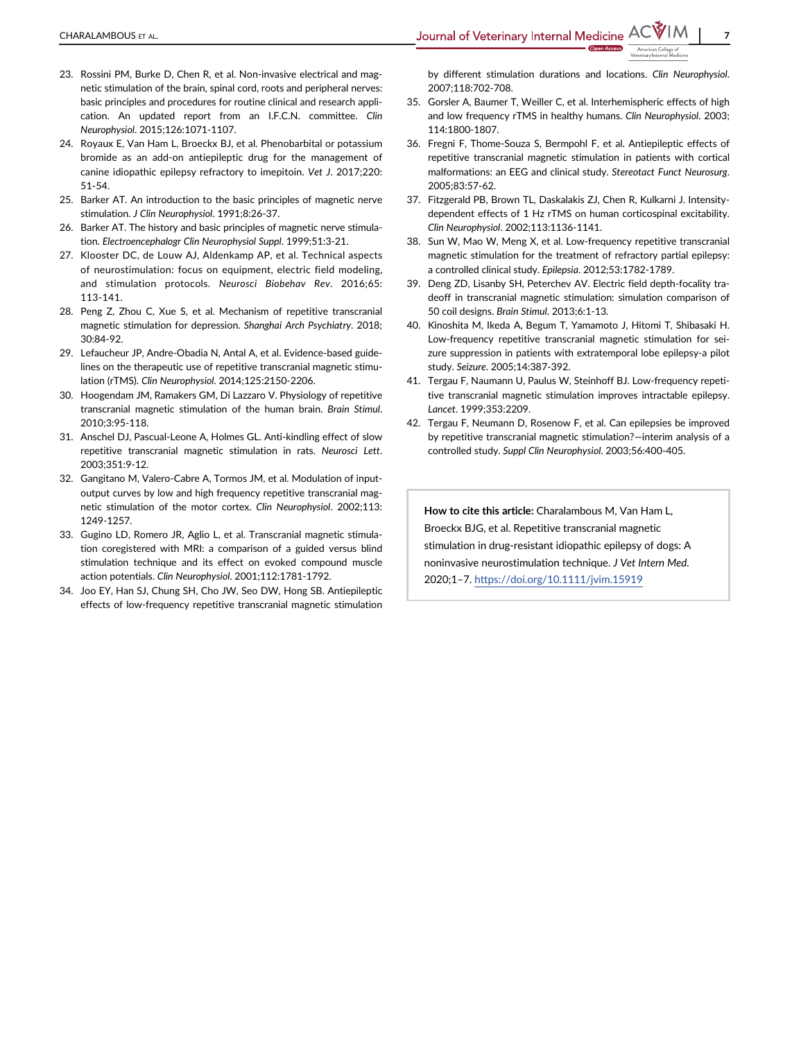23. Rossini PM, Burke D, Chen R, et al. Non-invasive electrical and magnetic stimulation of the brain, spinal cord, roots and peripheral nerves: basic principles and procedures for routine clinical and research application. An updated report from an I.F.C.N. committee. *Clin Neurophysiol*. 2015;126:1071-1107.
24. Royaux E, Van Ham L, Broeckx BJ, et al. Phenobarbital or potassium bromide as an add-on antiepileptic drug for the management of canine idiopathic epilepsy refractory to imepitoin. *Vet J*. 2017;220:51-54.
25. Barker AT. An introduction to the basic principles of magnetic nerve stimulation. *J Clin Neurophysiol*. 1991;8:26-37.
26. Barker AT. The history and basic principles of magnetic nerve stimulation. *Electroencephalogr Clin Neurophysiol Suppl*. 1999;51:3-21.
27. Klooster DC, de Louw AJ, Aldenkamp AP, et al. Technical aspects of neurostimulation: focus on equipment, electric field modeling, and stimulation protocols. *Neurosci Biobehav Rev*. 2016;65:113-141.
28. Peng Z, Zhou C, Xue S, et al. Mechanism of repetitive transcranial magnetic stimulation for depression. *Shanghai Arch Psychiatry*. 2018;30:84-92.
29. Lefaucheur JP, Andre-Obadia N, Antal A, et al. Evidence-based guidelines on the therapeutic use of repetitive transcranial magnetic stimulation (rTMS). *Clin Neurophysiol*. 2014;125:2150-2206.
30. Hoogendam JM, Ramakers GM, Di Lazzaro V. Physiology of repetitive transcranial magnetic stimulation of the human brain. *Brain Stimul*. 2010;3:95-118.
31. Anschel DJ, Pascual-Leone A, Holmes GL. Anti-kindling effect of slow repetitive transcranial magnetic stimulation in rats. *Neurosci Lett*. 2003;351:9-12.
32. Gangitano M, Valero-Cabre A, Tormos JM, et al. Modulation of input-output curves by low and high frequency repetitive transcranial magnetic stimulation of the motor cortex. *Clin Neurophysiol*. 2002;113:1249-1257.
33. Gugino LD, Romero JR, Aglio L, et al. Transcranial magnetic stimulation coregistered with MRI: a comparison of a guided versus blind stimulation technique and its effect on evoked compound muscle action potentials. *Clin Neurophysiol*. 2001;112:1781-1792.
34. Joo EY, Han SJ, Chung SH, Cho JW, Seo DW, Hong SB. Antiepileptic effects of low-frequency repetitive transcranial magnetic stimulation by different stimulation durations and locations. *Clin Neurophysiol*. 2007;118:702-708.
35. Gorsler A, Baumer T, Weiller C, et al. Interhemispheric effects of high and low frequency rTMS in healthy humans. *Clin Neurophysiol*. 2003;114:1800-1807.
36. Fregni F, Thome-Souza S, Bermpohl F, et al. Antiepileptic effects of repetitive transcranial magnetic stimulation in patients with cortical malformations: an EEG and clinical study. *Stereotact Funct Neurosurg*. 2005;83:57-62.
37. Fitzgerald PB, Brown TL, Daskalakis ZJ, Chen R, Kulkarni J. Intensity-dependent effects of 1 Hz rTMS on human corticospinal excitability. *Clin Neurophysiol*. 2002;113:1136-1141.
38. Sun W, Mao W, Meng X, et al. Low-frequency repetitive transcranial magnetic stimulation for the treatment of refractory partial epilepsy: a controlled clinical study. *Epilepsia*. 2012;53:1782-1789.
39. Deng ZD, Lisanby SH, Peterchev AV. Electric field depth-focality tradeoff in transcranial magnetic stimulation: simulation comparison of 50 coil designs. *Brain Stimul*. 2013;6:1-13.
40. Kinoshita M, Ikeda A, Begum T, Yamamoto J, Hitomi T, Shibasaki H. Low-frequency repetitive transcranial magnetic stimulation for seizure suppression in patients with extratemporal lobe epilepsy-a pilot study. *Seizure*. 2005;14:387-392.
41. Tergau F, Naumann U, Paulus W, Steinhoff BJ. Low-frequency repetitive transcranial magnetic stimulation improves intractable epilepsy. *Lancet*. 1999;353:2209.
42. Tergau F, Neumann D, Rosenow F, et al. Can epilepsies be improved by repetitive transcranial magnetic stimulation?—interim analysis of a controlled study. *Suppl Clin Neurophysiol*. 2003;56:400-405.

**How to cite this article:** Charalambous M, Van Ham L, Broeckx BJG, et al. Repetitive transcranial magnetic stimulation in drug-resistant idiopathic epilepsy of dogs: A noninvasive neurostimulation technique. *J Vet Intern Med*. 2020;1–7. https://doi.org/10.1111/jvim.15919